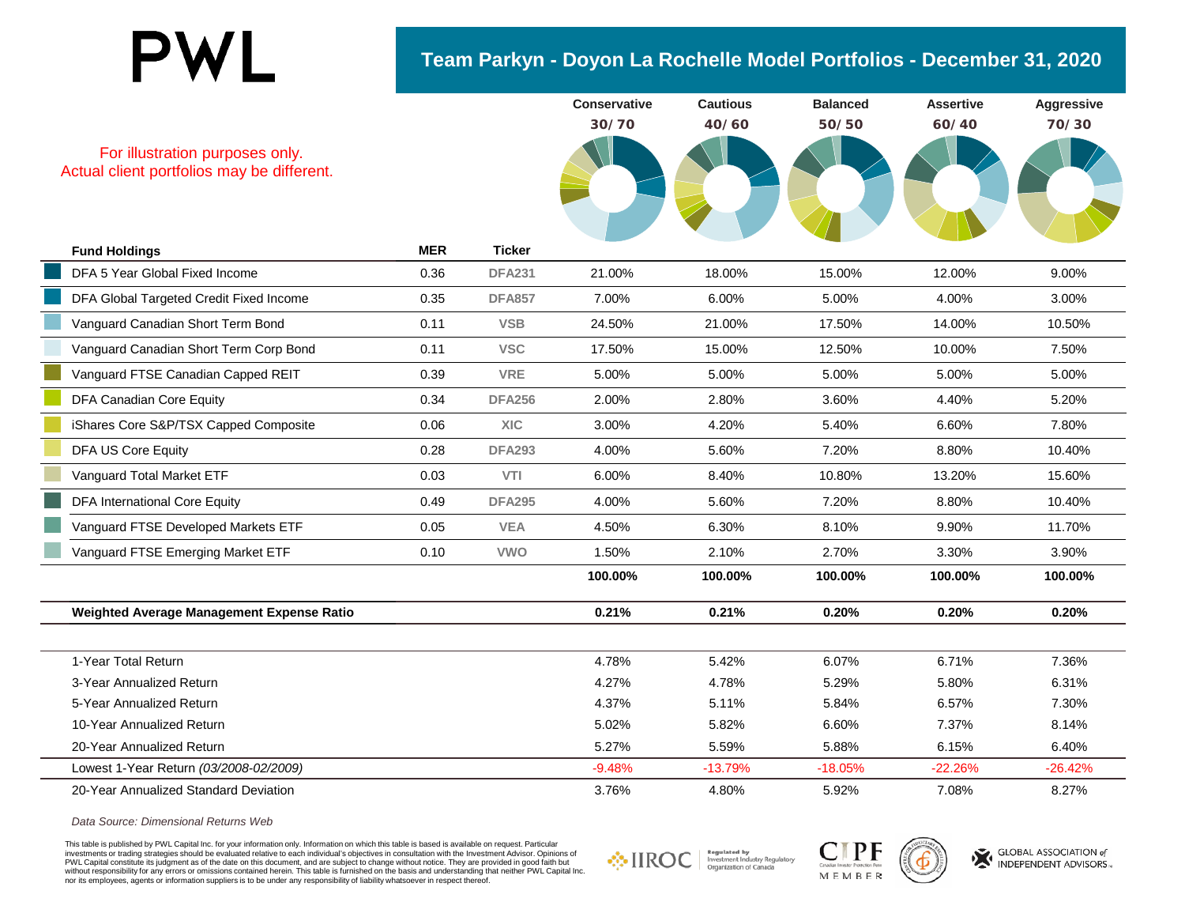PWL

# Team Parkyn - Doyon La Rochelle Model Portfolios - December 31, 2020

For illustration purposes only.
Actual client portfolios may be different.

| Fund Holdings | MER | Ticker | Conservative 30/70 | Cautious 40/60 | Balanced 50/50 | Assertive 60/40 | Aggressive 70/30 |
|---|---|---|---|---|---|---|---|
| DFA 5 Year Global Fixed Income | 0.36 | DFA231 | 21.00% | 18.00% | 15.00% | 12.00% | 9.00% |
| DFA Global Targeted Credit Fixed Income | 0.35 | DFA857 | 7.00% | 6.00% | 5.00% | 4.00% | 3.00% |
| Vanguard Canadian Short Term Bond | 0.11 | VSB | 24.50% | 21.00% | 17.50% | 14.00% | 10.50% |
| Vanguard Canadian Short Term Corp Bond | 0.11 | VSC | 17.50% | 15.00% | 12.50% | 10.00% | 7.50% |
| Vanguard FTSE Canadian Capped REIT | 0.39 | VRE | 5.00% | 5.00% | 5.00% | 5.00% | 5.00% |
| DFA Canadian Core Equity | 0.34 | DFA256 | 2.00% | 2.80% | 3.60% | 4.40% | 5.20% |
| iShares Core S&P/TSX Capped Composite | 0.06 | XIC | 3.00% | 4.20% | 5.40% | 6.60% | 7.80% |
| DFA US Core Equity | 0.28 | DFA293 | 4.00% | 5.60% | 7.20% | 8.80% | 10.40% |
| Vanguard Total Market ETF | 0.03 | VTI | 6.00% | 8.40% | 10.80% | 13.20% | 15.60% |
| DFA International Core Equity | 0.49 | DFA295 | 4.00% | 5.60% | 7.20% | 8.80% | 10.40% |
| Vanguard FTSE Developed Markets ETF | 0.05 | VEA | 4.50% | 6.30% | 8.10% | 9.90% | 11.70% |
| Vanguard FTSE Emerging Market ETF | 0.10 | VWO | 1.50% | 2.10% | 2.70% | 3.30% | 3.90% |
| | | | **100.00%** | **100.00%** | **100.00%** | **100.00%** | **100.00%** |
| **Weighted Average Management Expense Ratio** | | | **0.21%** | **0.21%** | **0.20%** | **0.20%** | **0.20%** |

| | Conservative 30/70 | Cautious 40/60 | Balanced 50/50 | Assertive 60/40 | Aggressive 70/30 |
|---|---|---|---|---|---|
| 1-Year Total Return | 4.78% | 5.42% | 6.07% | 6.71% | 7.36% |
| 3-Year Annualized Return | 4.27% | 4.78% | 5.29% | 5.80% | 6.31% |
| 5-Year Annualized Return | 4.37% | 5.11% | 5.84% | 6.57% | 7.30% |
| 10-Year Annualized Return | 5.02% | 5.82% | 6.60% | 7.37% | 8.14% |
| 20-Year Annualized Return | 5.27% | 5.59% | 5.88% | 6.15% | 6.40% |
| Lowest 1-Year Return *(03/2008-02/2009)* | -9.48% | -13.79% | -18.05% | -22.26% | -26.42% |
| 20-Year Annualized Standard Deviation | 3.76% | 4.80% | 5.92% | 7.08% | 8.27% |

*Data Source: Dimensional Returns Web*

This table is published by PWL Capital Inc. for your information only. Information on which this table is based is available on request. Particular investments or trading strategies should be evaluated relative to each individual's objectives in consultation with the Investment Advisor. Opinions of PWL Capital constitute its judgment as of the date on this document, and are subject to change without notice. They are provided in good faith but without responsibility for any errors or omissions contained herein. This table is furnished on the basis and understanding that neither PWL Capital Inc. nor its employees, agents or information suppliers is to be under any responsibility of liability whatsoever in respect thereof.

IIROC — Regulated by Investment Industry Regulatory Organization of Canada

CIPF — Canadian Investor Protection Fund — MEMBER

GLOBAL ASSOCIATION of INDEPENDENT ADVISORS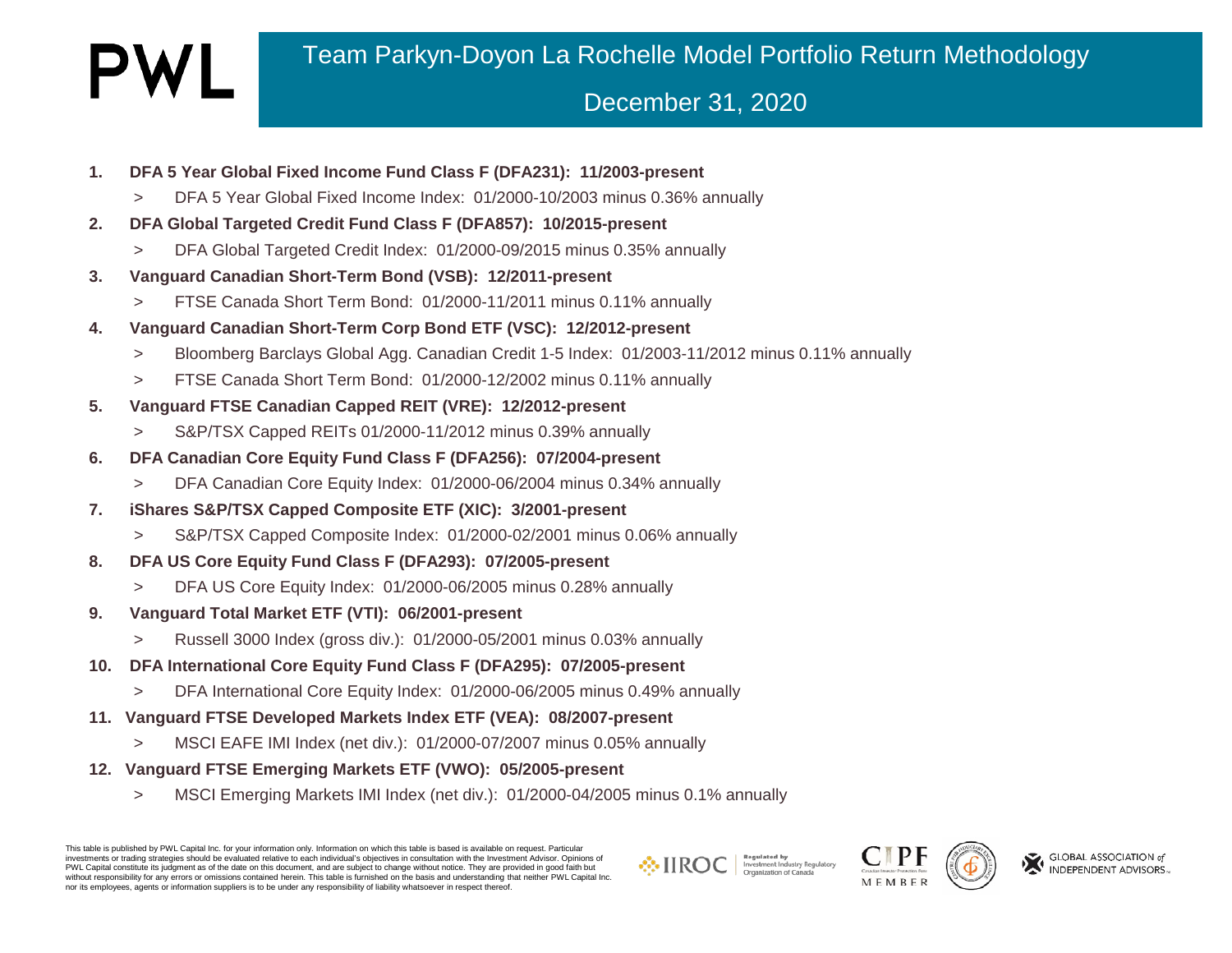PWL

# Team Parkyn-Doyon La Rochelle Model Portfolio Return Methodology

## December 31, 2020

1. **DFA 5 Year Global Fixed Income Fund Class F (DFA231): 11/2003-present**
   > DFA 5 Year Global Fixed Income Index: 01/2000-10/2003 minus 0.36% annually
2. **DFA Global Targeted Credit Fund Class F (DFA857): 10/2015-present**
   > DFA Global Targeted Credit Index: 01/2000-09/2015 minus 0.35% annually
3. **Vanguard Canadian Short-Term Bond (VSB): 12/2011-present**
   > FTSE Canada Short Term Bond: 01/2000-11/2011 minus 0.11% annually
4. **Vanguard Canadian Short-Term Corp Bond ETF (VSC): 12/2012-present**
   > Bloomberg Barclays Global Agg. Canadian Credit 1-5 Index: 01/2003-11/2012 minus 0.11% annually
   > FTSE Canada Short Term Bond: 01/2000-12/2002 minus 0.11% annually
5. **Vanguard FTSE Canadian Capped REIT (VRE): 12/2012-present**
   > S&P/TSX Capped REITs 01/2000-11/2012 minus 0.39% annually
6. **DFA Canadian Core Equity Fund Class F (DFA256): 07/2004-present**
   > DFA Canadian Core Equity Index: 01/2000-06/2004 minus 0.34% annually
7. **iShares S&P/TSX Capped Composite ETF (XIC): 3/2001-present**
   > S&P/TSX Capped Composite Index: 01/2000-02/2001 minus 0.06% annually
8. **DFA US Core Equity Fund Class F (DFA293): 07/2005-present**
   > DFA US Core Equity Index: 01/2000-06/2005 minus 0.28% annually
9. **Vanguard Total Market ETF (VTI): 06/2001-present**
   > Russell 3000 Index (gross div.): 01/2000-05/2001 minus 0.03% annually
10. **DFA International Core Equity Fund Class F (DFA295): 07/2005-present**
    > DFA International Core Equity Index: 01/2000-06/2005 minus 0.49% annually
11. **Vanguard FTSE Developed Markets Index ETF (VEA): 08/2007-present**
    > MSCI EAFE IMI Index (net div.): 01/2000-07/2007 minus 0.05% annually
12. **Vanguard FTSE Emerging Markets ETF (VWO): 05/2005-present**
    > MSCI Emerging Markets IMI Index (net div.): 01/2000-04/2005 minus 0.1% annually

This table is published by PWL Capital Inc. for your information only. Information on which this table is based is available on request. Particular investments or trading strategies should be evaluated relative to each individual's objectives in consultation with the Investment Advisor. Opinions of PWL Capital constitute its judgment as of the date on this document, and are subject to change without notice. They are provided in good faith but without responsibility for any errors or omissions contained herein. This table is furnished on the basis and understanding that neither PWL Capital Inc. nor its employees, agents or information suppliers is to be under any responsibility of liability whatsoever in respect thereof.

IIROC Regulated by Investment Industry Regulatory Organization of Canada

CIPF MEMBER

GLOBAL ASSOCIATION of INDEPENDENT ADVISORS